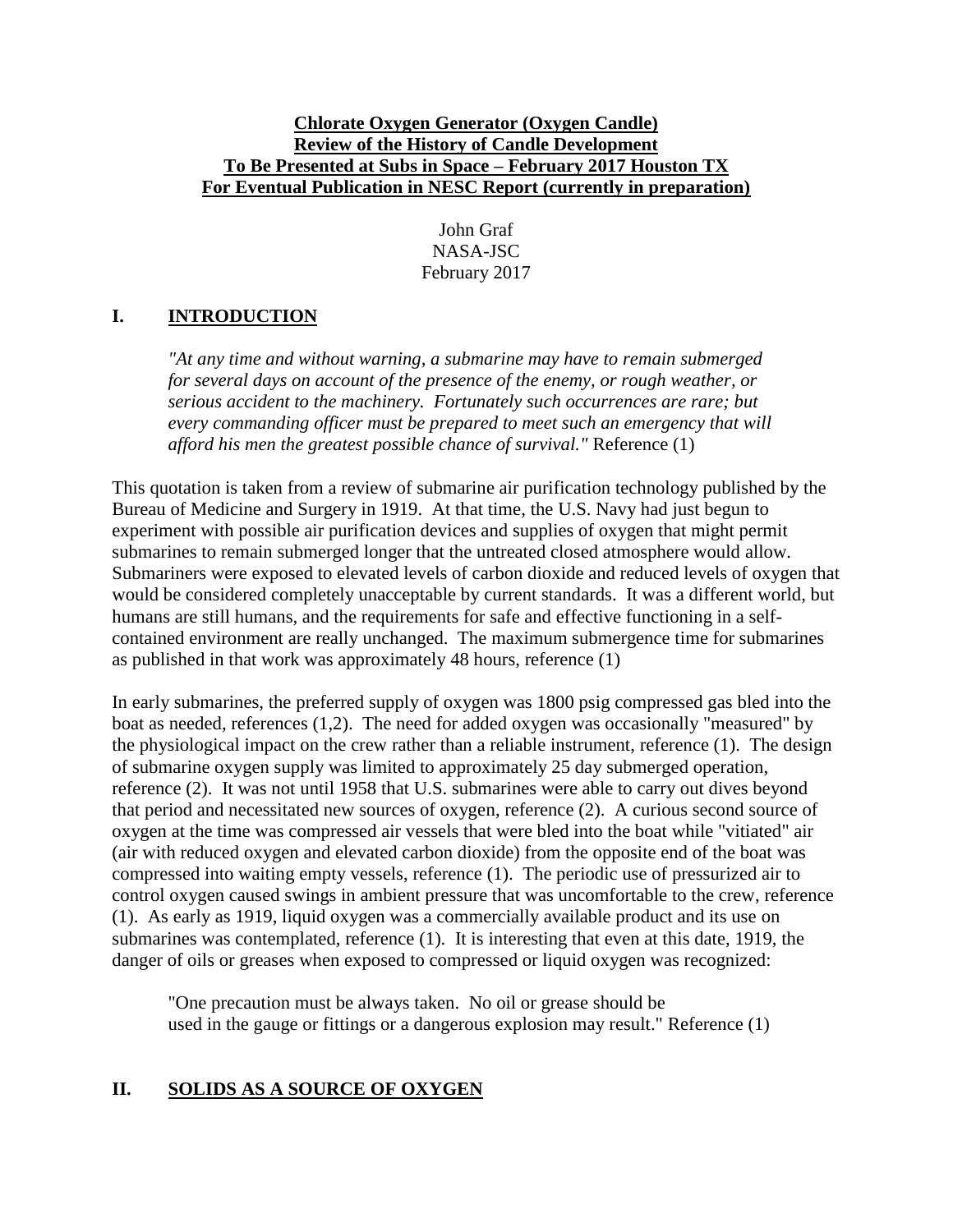**Chlorate Oxygen Generator (Oxygen Candle)**
**Review of the History of Candle Development**
**To Be Presented at Subs in Space – February 2017 Houston TX**
**For Eventual Publication in NESC Report (currently in preparation)**

John Graf
NASA-JSC
February 2017

## I. INTRODUCTION

> *"At any time and without warning, a submarine may have to remain submerged for several days on account of the presence of the enemy, or rough weather, or serious accident to the machinery. Fortunately such occurrences are rare; but every commanding officer must be prepared to meet such an emergency that will afford his men the greatest possible chance of survival."* Reference (1)

This quotation is taken from a review of submarine air purification technology published by the Bureau of Medicine and Surgery in 1919. At that time, the U.S. Navy had just begun to experiment with possible air purification devices and supplies of oxygen that might permit submarines to remain submerged longer that the untreated closed atmosphere would allow. Submariners were exposed to elevated levels of carbon dioxide and reduced levels of oxygen that would be considered completely unacceptable by current standards. It was a different world, but humans are still humans, and the requirements for safe and effective functioning in a self-contained environment are really unchanged. The maximum submergence time for submarines as published in that work was approximately 48 hours, reference (1)

In early submarines, the preferred supply of oxygen was 1800 psig compressed gas bled into the boat as needed, references (1,2). The need for added oxygen was occasionally "measured" by the physiological impact on the crew rather than a reliable instrument, reference (1). The design of submarine oxygen supply was limited to approximately 25 day submerged operation, reference (2). It was not until 1958 that U.S. submarines were able to carry out dives beyond that period and necessitated new sources of oxygen, reference (2). A curious second source of oxygen at the time was compressed air vessels that were bled into the boat while "vitiated" air (air with reduced oxygen and elevated carbon dioxide) from the opposite end of the boat was compressed into waiting empty vessels, reference (1). The periodic use of pressurized air to control oxygen caused swings in ambient pressure that was uncomfortable to the crew, reference (1). As early as 1919, liquid oxygen was a commercially available product and its use on submarines was contemplated, reference (1). It is interesting that even at this date, 1919, the danger of oils or greases when exposed to compressed or liquid oxygen was recognized:

> "One precaution must be always taken. No oil or grease should be used in the gauge or fittings or a dangerous explosion may result." Reference (1)

## II. SOLIDS AS A SOURCE OF OXYGEN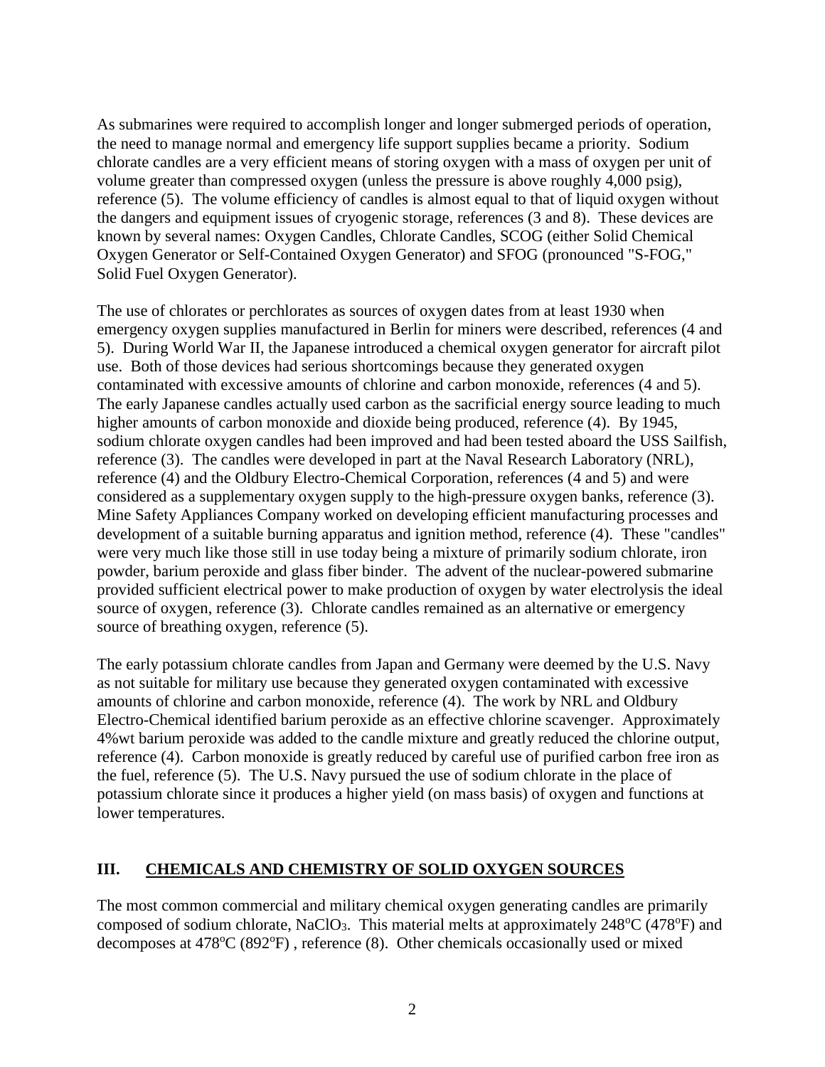As submarines were required to accomplish longer and longer submerged periods of operation, the need to manage normal and emergency life support supplies became a priority. Sodium chlorate candles are a very efficient means of storing oxygen with a mass of oxygen per unit of volume greater than compressed oxygen (unless the pressure is above roughly 4,000 psig), reference (5). The volume efficiency of candles is almost equal to that of liquid oxygen without the dangers and equipment issues of cryogenic storage, references (3 and 8). These devices are known by several names: Oxygen Candles, Chlorate Candles, SCOG (either Solid Chemical Oxygen Generator or Self-Contained Oxygen Generator) and SFOG (pronounced "S-FOG," Solid Fuel Oxygen Generator).

The use of chlorates or perchlorates as sources of oxygen dates from at least 1930 when emergency oxygen supplies manufactured in Berlin for miners were described, references (4 and 5). During World War II, the Japanese introduced a chemical oxygen generator for aircraft pilot use. Both of those devices had serious shortcomings because they generated oxygen contaminated with excessive amounts of chlorine and carbon monoxide, references (4 and 5). The early Japanese candles actually used carbon as the sacrificial energy source leading to much higher amounts of carbon monoxide and dioxide being produced, reference (4). By 1945, sodium chlorate oxygen candles had been improved and had been tested aboard the USS Sailfish, reference (3). The candles were developed in part at the Naval Research Laboratory (NRL), reference (4) and the Oldbury Electro-Chemical Corporation, references (4 and 5) and were considered as a supplementary oxygen supply to the high-pressure oxygen banks, reference (3). Mine Safety Appliances Company worked on developing efficient manufacturing processes and development of a suitable burning apparatus and ignition method, reference (4). These "candles" were very much like those still in use today being a mixture of primarily sodium chlorate, iron powder, barium peroxide and glass fiber binder. The advent of the nuclear-powered submarine provided sufficient electrical power to make production of oxygen by water electrolysis the ideal source of oxygen, reference (3). Chlorate candles remained as an alternative or emergency source of breathing oxygen, reference (5).

The early potassium chlorate candles from Japan and Germany were deemed by the U.S. Navy as not suitable for military use because they generated oxygen contaminated with excessive amounts of chlorine and carbon monoxide, reference (4). The work by NRL and Oldbury Electro-Chemical identified barium peroxide as an effective chlorine scavenger. Approximately 4%wt barium peroxide was added to the candle mixture and greatly reduced the chlorine output, reference (4). Carbon monoxide is greatly reduced by careful use of purified carbon free iron as the fuel, reference (5). The U.S. Navy pursued the use of sodium chlorate in the place of potassium chlorate since it produces a higher yield (on mass basis) of oxygen and functions at lower temperatures.

## III. CHEMICALS AND CHEMISTRY OF SOLID OXYGEN SOURCES

The most common commercial and military chemical oxygen generating candles are primarily composed of sodium chlorate, $NaClO_3$. This material melts at approximately 248°C (478°F) and decomposes at 478°C (892°F) , reference (8). Other chemicals occasionally used or mixed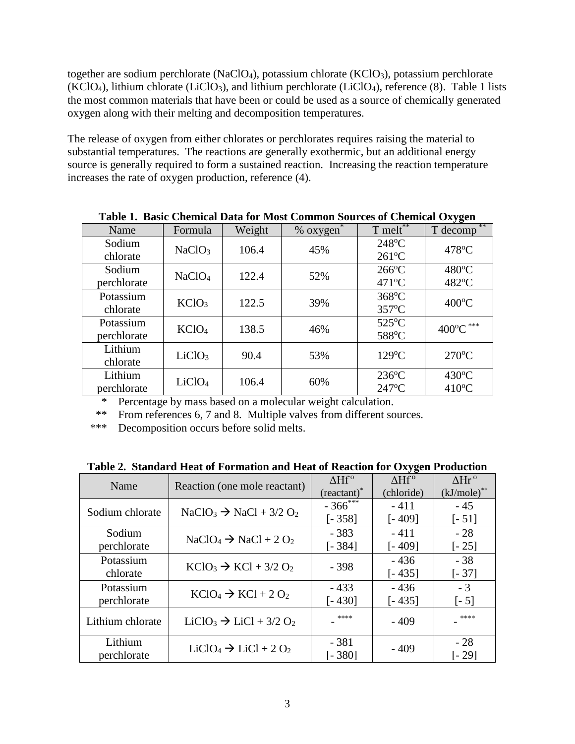together are sodium perchlorate ($NaClO_4$), potassium chlorate ($KClO_3$), potassium perchlorate ($KClO_4$), lithium chlorate ($LiClO_3$), and lithium perchlorate ($LiClO_4$), reference (8). Table 1 lists the most common materials that have been or could be used as a source of chemically generated oxygen along with their melting and decomposition temperatures.

The release of oxygen from either chlorates or perchlorates requires raising the material to substantial temperatures. The reactions are generally exothermic, but an additional energy source is generally required to form a sustained reaction. Increasing the reaction temperature increases the rate of oxygen production, reference (4).

**Table 1. Basic Chemical Data for Most Common Sources of Chemical Oxygen**

| Name | Formula | Weight | % oxygen* | T melt** | T decomp ** |
|---|---|---|---|---|---|
| Sodium chlorate | $NaClO_3$ | 106.4 | 45% | 248°C<br>261°C | 478°C |
| Sodium perchlorate | $NaClO_4$ | 122.4 | 52% | 266°C<br>471°C | 480°C<br>482°C |
| Potassium chlorate | $KClO_3$ | 122.5 | 39% | 368°C<br>357°C | 400°C |
| Potassium perchlorate | $KClO_4$ | 138.5 | 46% | 525°C<br>588°C | 400°C *** |
| Lithium chlorate | $LiClO_3$ | 90.4 | 53% | 129°C | 270°C |
| Lithium perchlorate | $LiClO_4$ | 106.4 | 60% | 236°C<br>247°C | 430°C<br>410°C |

\* Percentage by mass based on a molecular weight calculation.
\*\* From references 6, 7 and 8. Multiple valves from different sources.
\*\*\* Decomposition occurs before solid melts.

**Table 2. Standard Heat of Formation and Heat of Reaction for Oxygen Production**

| Name | Reaction (one mole reactant) | $\Delta Hf^o$ (reactant)* | $\Delta Hf^o$ (chloride) | $\Delta Hr^o$ (kJ/mole)** |
|---|---|---|---|---|
| Sodium chlorate | $NaClO_3 \rightarrow NaCl + 3/2\ O_2$ | - 366***<br>[- 358] | - 411<br>[- 409] | - 45<br>[- 51] |
| Sodium perchlorate | $NaClO_4 \rightarrow NaCl + 2\ O_2$ | - 383<br>[- 384] | - 411<br>[- 409] | - 28<br>[- 25] |
| Potassium chlorate | $KClO_3 \rightarrow KCl + 3/2\ O_2$ | - 398 | - 436<br>[- 435] | - 38<br>[- 37] |
| Potassium perchlorate | $KClO_4 \rightarrow KCl + 2\ O_2$ | - 433<br>[- 430] | - 436<br>[- 435] | - 3<br>[- 5] |
| Lithium chlorate | $LiClO_3 \rightarrow LiCl + 3/2\ O_2$ | - **** | - 409 | - **** |
| Lithium perchlorate | $LiClO_4 \rightarrow LiCl + 2\ O_2$ | - 381<br>[- 380] | - 409 | - 28<br>[- 29] |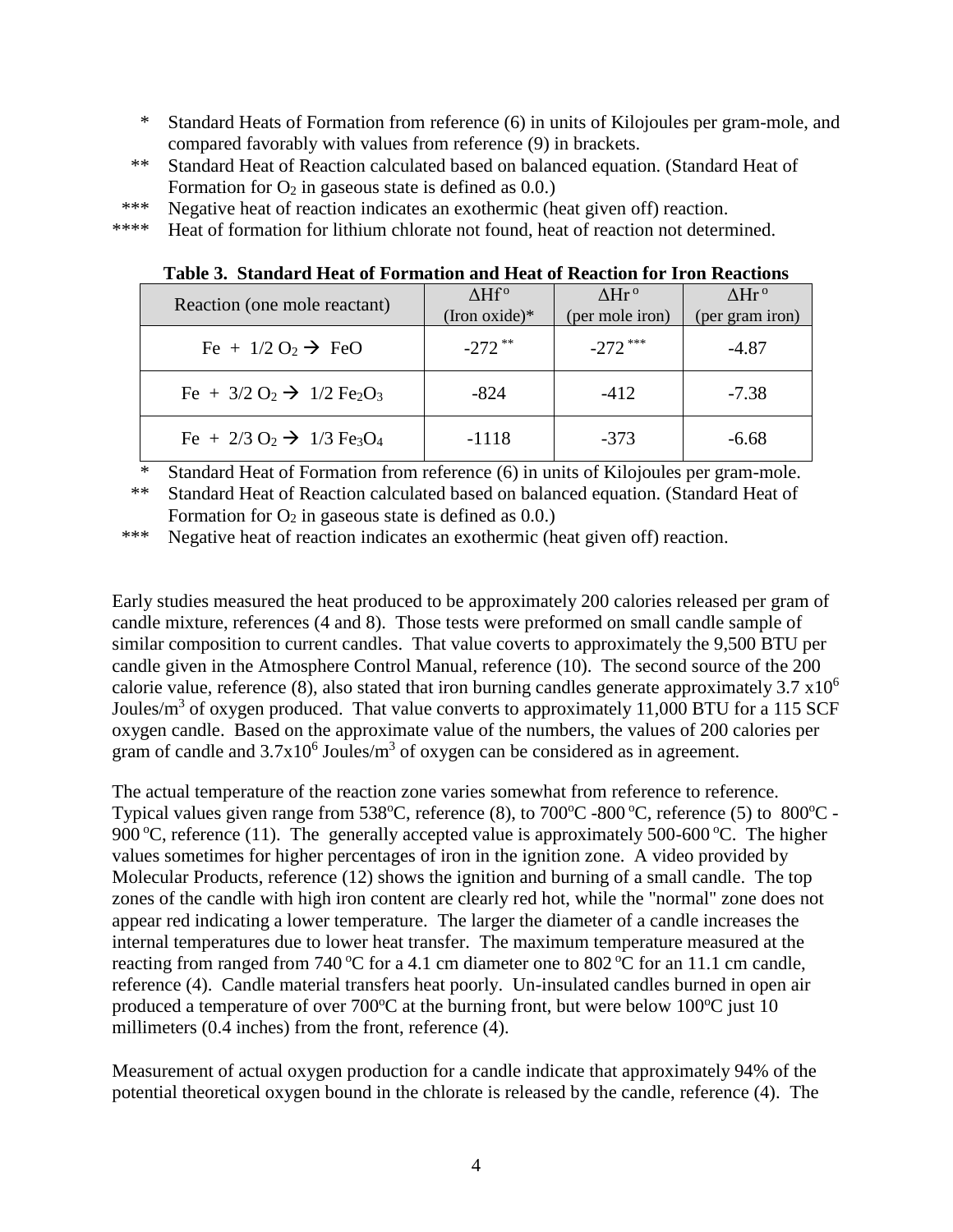\* Standard Heats of Formation from reference (6) in units of Kilojoules per gram-mole, and compared favorably with values from reference (9) in brackets.

\*\* Standard Heat of Reaction calculated based on balanced equation. (Standard Heat of Formation for $O_2$ in gaseous state is defined as 0.0.)

\*\*\* Negative heat of reaction indicates an exothermic (heat given off) reaction.

\*\*\*\* Heat of formation for lithium chlorate not found, heat of reaction not determined.

**Table 3. Standard Heat of Formation and Heat of Reaction for Iron Reactions**

| Reaction (one mole reactant) | $\Delta Hf^o$ (Iron oxide)* | $\Delta Hr^o$ (per mole iron) | $\Delta Hr^o$ (per gram iron) |
|---|---|---|---|
| $Fe + 1/2\ O_2 \rightarrow FeO$ | -272 ** | -272 *** | -4.87 |
| $Fe + 3/2\ O_2 \rightarrow 1/2\ Fe_2O_3$ | -824 | -412 | -7.38 |
| $Fe + 2/3\ O_2 \rightarrow 1/3\ Fe_3O_4$ | -1118 | -373 | -6.68 |

\* Standard Heat of Formation from reference (6) in units of Kilojoules per gram-mole.

\*\* Standard Heat of Reaction calculated based on balanced equation. (Standard Heat of Formation for $O_2$ in gaseous state is defined as 0.0.)

\*\*\* Negative heat of reaction indicates an exothermic (heat given off) reaction.

Early studies measured the heat produced to be approximately 200 calories released per gram of candle mixture, references (4 and 8). Those tests were preformed on small candle sample of similar composition to current candles. That value coverts to approximately the 9,500 BTU per candle given in the Atmosphere Control Manual, reference (10). The second source of the 200 calorie value, reference (8), also stated that iron burning candles generate approximately $3.7 \times 10^6$ Joules/m$^3$ of oxygen produced. That value converts to approximately 11,000 BTU for a 115 SCF oxygen candle. Based on the approximate value of the numbers, the values of 200 calories per gram of candle and $3.7 \times 10^6$ Joules/m$^3$ of oxygen can be considered as in agreement.

The actual temperature of the reaction zone varies somewhat from reference to reference. Typical values given range from 538$^o$C, reference (8), to 700$^o$C -800$^o$C, reference (5) to 800$^o$C - 900$^o$C, reference (11). The generally accepted value is approximately 500-600$^o$C. The higher values sometimes for higher percentages of iron in the ignition zone. A video provided by Molecular Products, reference (12) shows the ignition and burning of a small candle. The top zones of the candle with high iron content are clearly red hot, while the "normal" zone does not appear red indicating a lower temperature. The larger the diameter of a candle increases the internal temperatures due to lower heat transfer. The maximum temperature measured at the reacting from ranged from 740$^o$C for a 4.1 cm diameter one to 802$^o$C for an 11.1 cm candle, reference (4). Candle material transfers heat poorly. Un-insulated candles burned in open air produced a temperature of over 700$^o$C at the burning front, but were below 100$^o$C just 10 millimeters (0.4 inches) from the front, reference (4).

Measurement of actual oxygen production for a candle indicate that approximately 94% of the potential theoretical oxygen bound in the chlorate is released by the candle, reference (4). The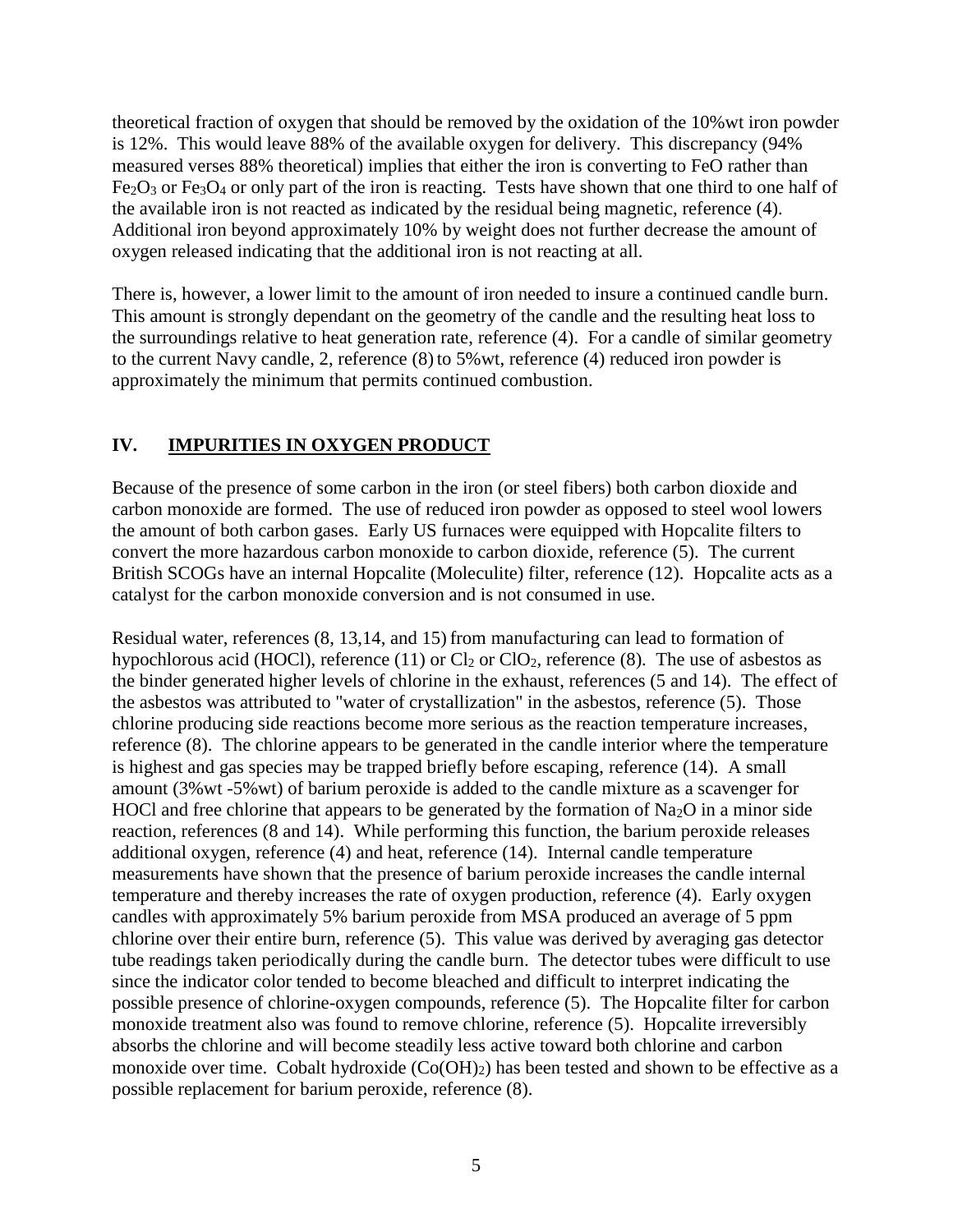theoretical fraction of oxygen that should be removed by the oxidation of the 10%wt iron powder is 12%. This would leave 88% of the available oxygen for delivery. This discrepancy (94% measured verses 88% theoretical) implies that either the iron is converting to FeO rather than $Fe_2O_3$ or $Fe_3O_4$ or only part of the iron is reacting. Tests have shown that one third to one half of the available iron is not reacted as indicated by the residual being magnetic, reference (4). Additional iron beyond approximately 10% by weight does not further decrease the amount of oxygen released indicating that the additional iron is not reacting at all.

There is, however, a lower limit to the amount of iron needed to insure a continued candle burn. This amount is strongly dependant on the geometry of the candle and the resulting heat loss to the surroundings relative to heat generation rate, reference (4). For a candle of similar geometry to the current Navy candle, 2, reference (8) to 5%wt, reference (4) reduced iron powder is approximately the minimum that permits continued combustion.

## IV. <u>IMPURITIES IN OXYGEN PRODUCT</u>

Because of the presence of some carbon in the iron (or steel fibers) both carbon dioxide and carbon monoxide are formed. The use of reduced iron powder as opposed to steel wool lowers the amount of both carbon gases. Early US furnaces were equipped with Hopcalite filters to convert the more hazardous carbon monoxide to carbon dioxide, reference (5). The current British SCOGs have an internal Hopcalite (Moleculite) filter, reference (12). Hopcalite acts as a catalyst for the carbon monoxide conversion and is not consumed in use.

Residual water, references (8, 13,14, and 15) from manufacturing can lead to formation of hypochlorous acid (HOCl), reference (11) or $Cl_2$ or $ClO_2$, reference (8). The use of asbestos as the binder generated higher levels of chlorine in the exhaust, references (5 and 14). The effect of the asbestos was attributed to "water of crystallization" in the asbestos, reference (5). Those chlorine producing side reactions become more serious as the reaction temperature increases, reference (8). The chlorine appears to be generated in the candle interior where the temperature is highest and gas species may be trapped briefly before escaping, reference (14). A small amount (3%wt -5%wt) of barium peroxide is added to the candle mixture as a scavenger for HOCl and free chlorine that appears to be generated by the formation of $Na_2O$ in a minor side reaction, references (8 and 14). While performing this function, the barium peroxide releases additional oxygen, reference (4) and heat, reference (14). Internal candle temperature measurements have shown that the presence of barium peroxide increases the candle internal temperature and thereby increases the rate of oxygen production, reference (4). Early oxygen candles with approximately 5% barium peroxide from MSA produced an average of 5 ppm chlorine over their entire burn, reference (5). This value was derived by averaging gas detector tube readings taken periodically during the candle burn. The detector tubes were difficult to use since the indicator color tended to become bleached and difficult to interpret indicating the possible presence of chlorine-oxygen compounds, reference (5). The Hopcalite filter for carbon monoxide treatment also was found to remove chlorine, reference (5). Hopcalite irreversibly absorbs the chlorine and will become steadily less active toward both chlorine and carbon monoxide over time. Cobalt hydroxide ($Co(OH)_2$) has been tested and shown to be effective as a possible replacement for barium peroxide, reference (8).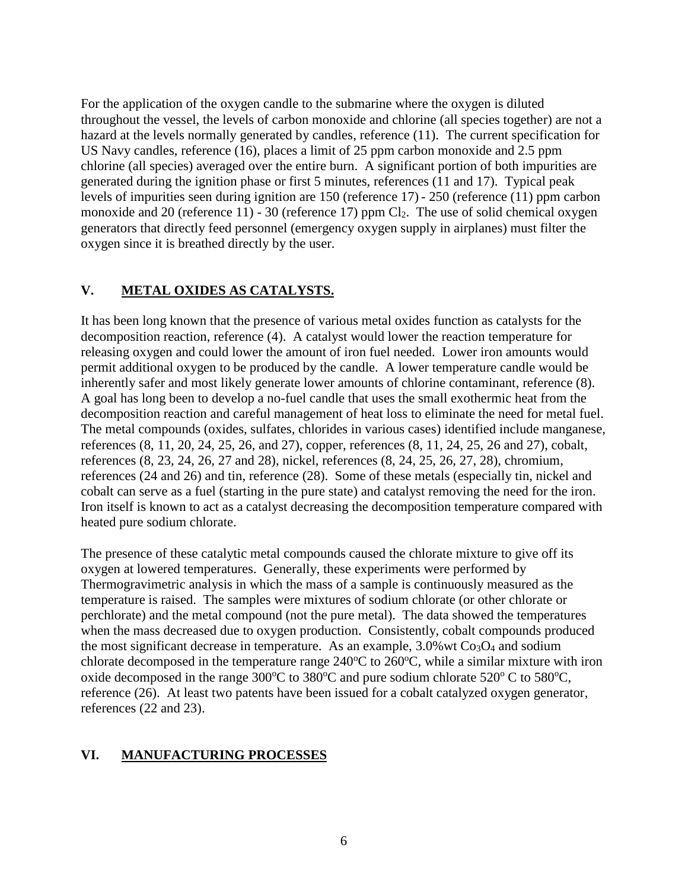For the application of the oxygen candle to the submarine where the oxygen is diluted throughout the vessel, the levels of carbon monoxide and chlorine (all species together) are not a hazard at the levels normally generated by candles, reference (11). The current specification for US Navy candles, reference (16), places a limit of 25 ppm carbon monoxide and 2.5 ppm chlorine (all species) averaged over the entire burn. A significant portion of both impurities are generated during the ignition phase or first 5 minutes, references (11 and 17). Typical peak levels of impurities seen during ignition are 150 (reference 17) - 250 (reference (11) ppm carbon monoxide and 20 (reference 11) - 30 (reference 17) ppm $Cl_2$. The use of solid chemical oxygen generators that directly feed personnel (emergency oxygen supply in airplanes) must filter the oxygen since it is breathed directly by the user.

## V. METAL OXIDES AS CATALYSTS.

It has been long known that the presence of various metal oxides function as catalysts for the decomposition reaction, reference (4). A catalyst would lower the reaction temperature for releasing oxygen and could lower the amount of iron fuel needed. Lower iron amounts would permit additional oxygen to be produced by the candle. A lower temperature candle would be inherently safer and most likely generate lower amounts of chlorine contaminant, reference (8). A goal has long been to develop a no-fuel candle that uses the small exothermic heat from the decomposition reaction and careful management of heat loss to eliminate the need for metal fuel. The metal compounds (oxides, sulfates, chlorides in various cases) identified include manganese, references (8, 11, 20, 24, 25, 26, and 27), copper, references (8, 11, 24, 25, 26 and 27), cobalt, references (8, 23, 24, 26, 27 and 28), nickel, references (8, 24, 25, 26, 27, 28), chromium, references (24 and 26) and tin, reference (28). Some of these metals (especially tin, nickel and cobalt can serve as a fuel (starting in the pure state) and catalyst removing the need for the iron. Iron itself is known to act as a catalyst decreasing the decomposition temperature compared with heated pure sodium chlorate.

The presence of these catalytic metal compounds caused the chlorate mixture to give off its oxygen at lowered temperatures. Generally, these experiments were performed by Thermogravimetric analysis in which the mass of a sample is continuously measured as the temperature is raised. The samples were mixtures of sodium chlorate (or other chlorate or perchlorate) and the metal compound (not the pure metal). The data showed the temperatures when the mass decreased due to oxygen production. Consistently, cobalt compounds produced the most significant decrease in temperature. As an example, 3.0%wt $Co_3O_4$ and sodium chlorate decomposed in the temperature range 240°C to 260°C, while a similar mixture with iron oxide decomposed in the range 300°C to 380°C and pure sodium chlorate 520° C to 580°C, reference (26). At least two patents have been issued for a cobalt catalyzed oxygen generator, references (22 and 23).

## VI. MANUFACTURING PROCESSES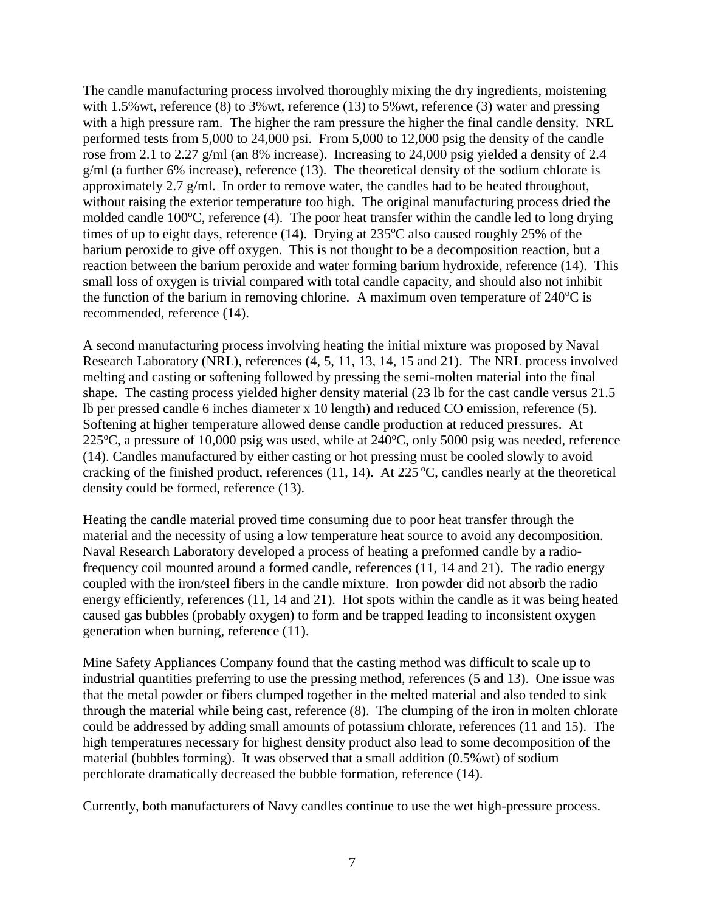The candle manufacturing process involved thoroughly mixing the dry ingredients, moistening with 1.5%wt, reference (8) to 3%wt, reference (13) to 5%wt, reference (3) water and pressing with a high pressure ram. The higher the ram pressure the higher the final candle density. NRL performed tests from 5,000 to 24,000 psi. From 5,000 to 12,000 psig the density of the candle rose from 2.1 to 2.27 g/ml (an 8% increase). Increasing to 24,000 psig yielded a density of 2.4 g/ml (a further 6% increase), reference (13). The theoretical density of the sodium chlorate is approximately 2.7 g/ml. In order to remove water, the candles had to be heated throughout, without raising the exterior temperature too high. The original manufacturing process dried the molded candle 100°C, reference (4). The poor heat transfer within the candle led to long drying times of up to eight days, reference (14). Drying at 235°C also caused roughly 25% of the barium peroxide to give off oxygen. This is not thought to be a decomposition reaction, but a reaction between the barium peroxide and water forming barium hydroxide, reference (14). This small loss of oxygen is trivial compared with total candle capacity, and should also not inhibit the function of the barium in removing chlorine. A maximum oven temperature of 240°C is recommended, reference (14).

A second manufacturing process involving heating the initial mixture was proposed by Naval Research Laboratory (NRL), references (4, 5, 11, 13, 14, 15 and 21). The NRL process involved melting and casting or softening followed by pressing the semi-molten material into the final shape. The casting process yielded higher density material (23 lb for the cast candle versus 21.5 lb per pressed candle 6 inches diameter x 10 length) and reduced CO emission, reference (5). Softening at higher temperature allowed dense candle production at reduced pressures. At 225°C, a pressure of 10,000 psig was used, while at 240°C, only 5000 psig was needed, reference (14). Candles manufactured by either casting or hot pressing must be cooled slowly to avoid cracking of the finished product, references (11, 14). At 225 °C, candles nearly at the theoretical density could be formed, reference (13).

Heating the candle material proved time consuming due to poor heat transfer through the material and the necessity of using a low temperature heat source to avoid any decomposition. Naval Research Laboratory developed a process of heating a preformed candle by a radio-frequency coil mounted around a formed candle, references (11, 14 and 21). The radio energy coupled with the iron/steel fibers in the candle mixture. Iron powder did not absorb the radio energy efficiently, references (11, 14 and 21). Hot spots within the candle as it was being heated caused gas bubbles (probably oxygen) to form and be trapped leading to inconsistent oxygen generation when burning, reference (11).

Mine Safety Appliances Company found that the casting method was difficult to scale up to industrial quantities preferring to use the pressing method, references (5 and 13). One issue was that the metal powder or fibers clumped together in the melted material and also tended to sink through the material while being cast, reference (8). The clumping of the iron in molten chlorate could be addressed by adding small amounts of potassium chlorate, references (11 and 15). The high temperatures necessary for highest density product also lead to some decomposition of the material (bubbles forming). It was observed that a small addition (0.5%wt) of sodium perchlorate dramatically decreased the bubble formation, reference (14).

Currently, both manufacturers of Navy candles continue to use the wet high-pressure process.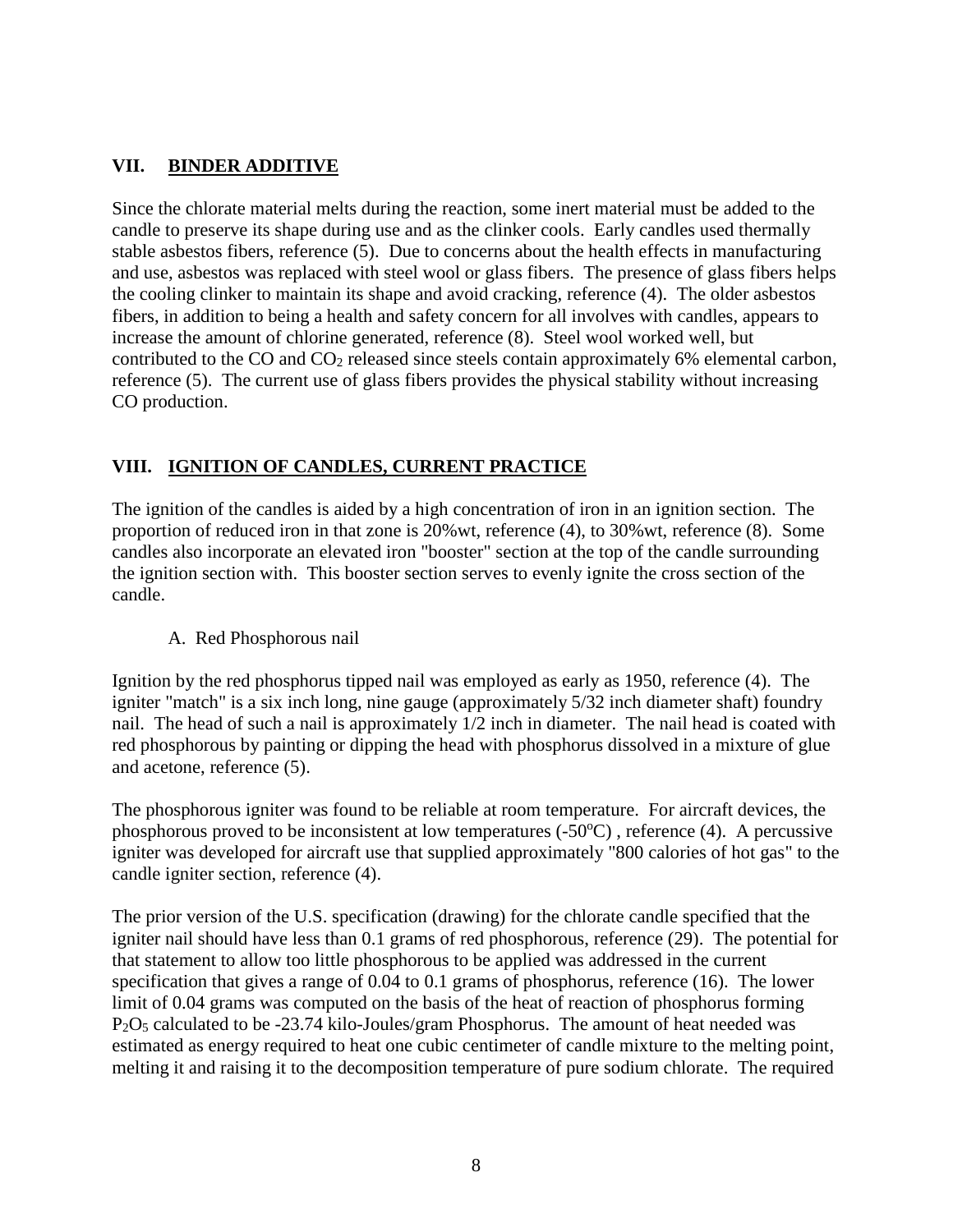## VII. BINDER ADDITIVE

Since the chlorate material melts during the reaction, some inert material must be added to the candle to preserve its shape during use and as the clinker cools. Early candles used thermally stable asbestos fibers, reference (5). Due to concerns about the health effects in manufacturing and use, asbestos was replaced with steel wool or glass fibers. The presence of glass fibers helps the cooling clinker to maintain its shape and avoid cracking, reference (4). The older asbestos fibers, in addition to being a health and safety concern for all involves with candles, appears to increase the amount of chlorine generated, reference (8). Steel wool worked well, but contributed to the CO and $CO_2$ released since steels contain approximately 6% elemental carbon, reference (5). The current use of glass fibers provides the physical stability without increasing CO production.

## VIII. IGNITION OF CANDLES, CURRENT PRACTICE

The ignition of the candles is aided by a high concentration of iron in an ignition section. The proportion of reduced iron in that zone is 20%wt, reference (4), to 30%wt, reference (8). Some candles also incorporate an elevated iron "booster" section at the top of the candle surrounding the ignition section with. This booster section serves to evenly ignite the cross section of the candle.

### A. Red Phosphorous nail

Ignition by the red phosphorus tipped nail was employed as early as 1950, reference (4). The igniter "match" is a six inch long, nine gauge (approximately 5/32 inch diameter shaft) foundry nail. The head of such a nail is approximately 1/2 inch in diameter. The nail head is coated with red phosphorous by painting or dipping the head with phosphorus dissolved in a mixture of glue and acetone, reference (5).

The phosphorous igniter was found to be reliable at room temperature. For aircraft devices, the phosphorous proved to be inconsistent at low temperatures (-50°C) , reference (4). A percussive igniter was developed for aircraft use that supplied approximately "800 calories of hot gas" to the candle igniter section, reference (4).

The prior version of the U.S. specification (drawing) for the chlorate candle specified that the igniter nail should have less than 0.1 grams of red phosphorous, reference (29). The potential for that statement to allow too little phosphorous to be applied was addressed in the current specification that gives a range of 0.04 to 0.1 grams of phosphorus, reference (16). The lower limit of 0.04 grams was computed on the basis of the heat of reaction of phosphorus forming $P_2O_5$ calculated to be -23.74 kilo-Joules/gram Phosphorus. The amount of heat needed was estimated as energy required to heat one cubic centimeter of candle mixture to the melting point, melting it and raising it to the decomposition temperature of pure sodium chlorate. The required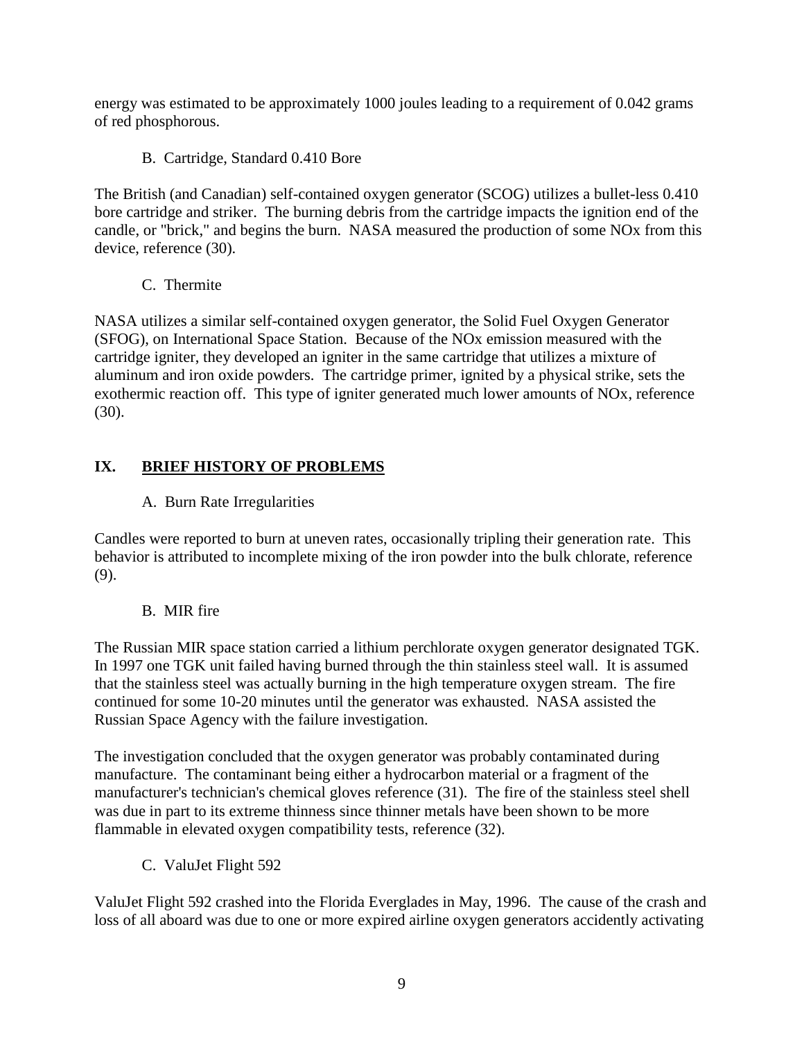energy was estimated to be approximately 1000 joules leading to a requirement of 0.042 grams of red phosphorous.

### B. Cartridge, Standard 0.410 Bore

The British (and Canadian) self-contained oxygen generator (SCOG) utilizes a bullet-less 0.410 bore cartridge and striker. The burning debris from the cartridge impacts the ignition end of the candle, or "brick," and begins the burn. NASA measured the production of some NOx from this device, reference (30).

### C. Thermite

NASA utilizes a similar self-contained oxygen generator, the Solid Fuel Oxygen Generator (SFOG), on International Space Station. Because of the NOx emission measured with the cartridge igniter, they developed an igniter in the same cartridge that utilizes a mixture of aluminum and iron oxide powders. The cartridge primer, ignited by a physical strike, sets the exothermic reaction off. This type of igniter generated much lower amounts of NOx, reference (30).

## IX. BRIEF HISTORY OF PROBLEMS

### A. Burn Rate Irregularities

Candles were reported to burn at uneven rates, occasionally tripling their generation rate. This behavior is attributed to incomplete mixing of the iron powder into the bulk chlorate, reference (9).

### B. MIR fire

The Russian MIR space station carried a lithium perchlorate oxygen generator designated TGK. In 1997 one TGK unit failed having burned through the thin stainless steel wall. It is assumed that the stainless steel was actually burning in the high temperature oxygen stream. The fire continued for some 10-20 minutes until the generator was exhausted. NASA assisted the Russian Space Agency with the failure investigation.

The investigation concluded that the oxygen generator was probably contaminated during manufacture. The contaminant being either a hydrocarbon material or a fragment of the manufacturer's technician's chemical gloves reference (31). The fire of the stainless steel shell was due in part to its extreme thinness since thinner metals have been shown to be more flammable in elevated oxygen compatibility tests, reference (32).

### C. ValuJet Flight 592

ValuJet Flight 592 crashed into the Florida Everglades in May, 1996. The cause of the crash and loss of all aboard was due to one or more expired airline oxygen generators accidently activating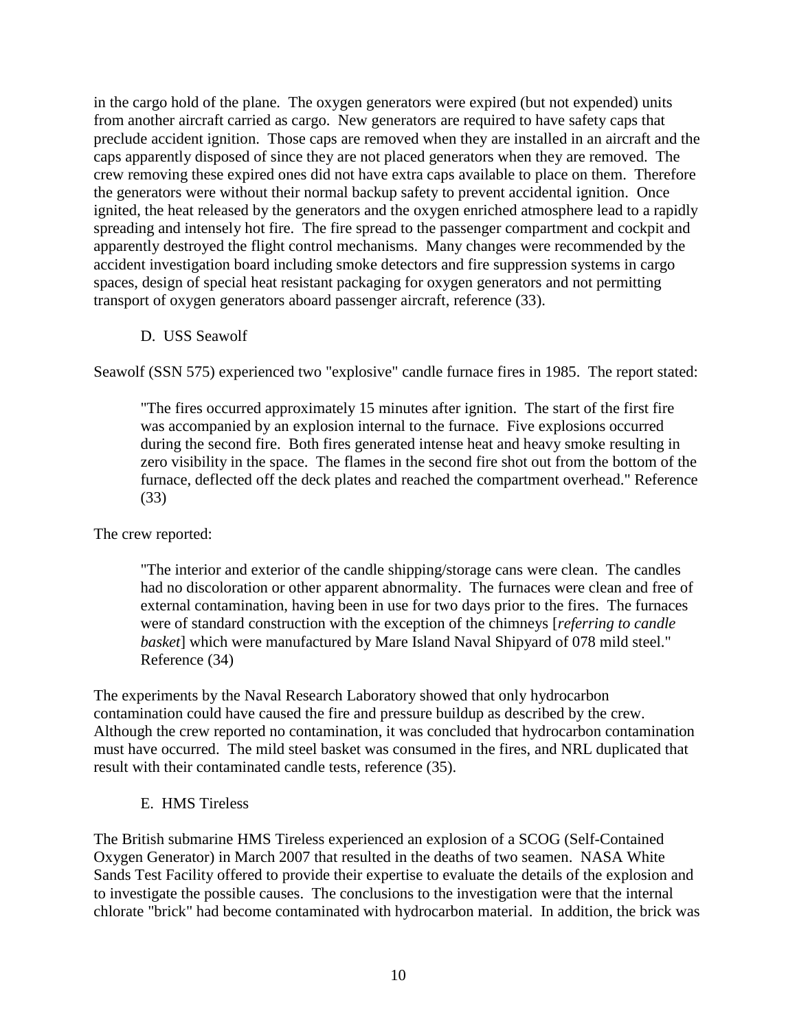in the cargo hold of the plane. The oxygen generators were expired (but not expended) units from another aircraft carried as cargo. New generators are required to have safety caps that preclude accident ignition. Those caps are removed when they are installed in an aircraft and the caps apparently disposed of since they are not placed generators when they are removed. The crew removing these expired ones did not have extra caps available to place on them. Therefore the generators were without their normal backup safety to prevent accidental ignition. Once ignited, the heat released by the generators and the oxygen enriched atmosphere lead to a rapidly spreading and intensely hot fire. The fire spread to the passenger compartment and cockpit and apparently destroyed the flight control mechanisms. Many changes were recommended by the accident investigation board including smoke detectors and fire suppression systems in cargo spaces, design of special heat resistant packaging for oxygen generators and not permitting transport of oxygen generators aboard passenger aircraft, reference (33).

### D. USS Seawolf

Seawolf (SSN 575) experienced two "explosive" candle furnace fires in 1985. The report stated:

> "The fires occurred approximately 15 minutes after ignition. The start of the first fire was accompanied by an explosion internal to the furnace. Five explosions occurred during the second fire. Both fires generated intense heat and heavy smoke resulting in zero visibility in the space. The flames in the second fire shot out from the bottom of the furnace, deflected off the deck plates and reached the compartment overhead." Reference (33)

The crew reported:

> "The interior and exterior of the candle shipping/storage cans were clean. The candles had no discoloration or other apparent abnormality. The furnaces were clean and free of external contamination, having been in use for two days prior to the fires. The furnaces were of standard construction with the exception of the chimneys [*referring to candle basket*] which were manufactured by Mare Island Naval Shipyard of 078 mild steel." Reference (34)

The experiments by the Naval Research Laboratory showed that only hydrocarbon contamination could have caused the fire and pressure buildup as described by the crew. Although the crew reported no contamination, it was concluded that hydrocarbon contamination must have occurred. The mild steel basket was consumed in the fires, and NRL duplicated that result with their contaminated candle tests, reference (35).

### E. HMS Tireless

The British submarine HMS Tireless experienced an explosion of a SCOG (Self-Contained Oxygen Generator) in March 2007 that resulted in the deaths of two seamen. NASA White Sands Test Facility offered to provide their expertise to evaluate the details of the explosion and to investigate the possible causes. The conclusions to the investigation were that the internal chlorate "brick" had become contaminated with hydrocarbon material. In addition, the brick was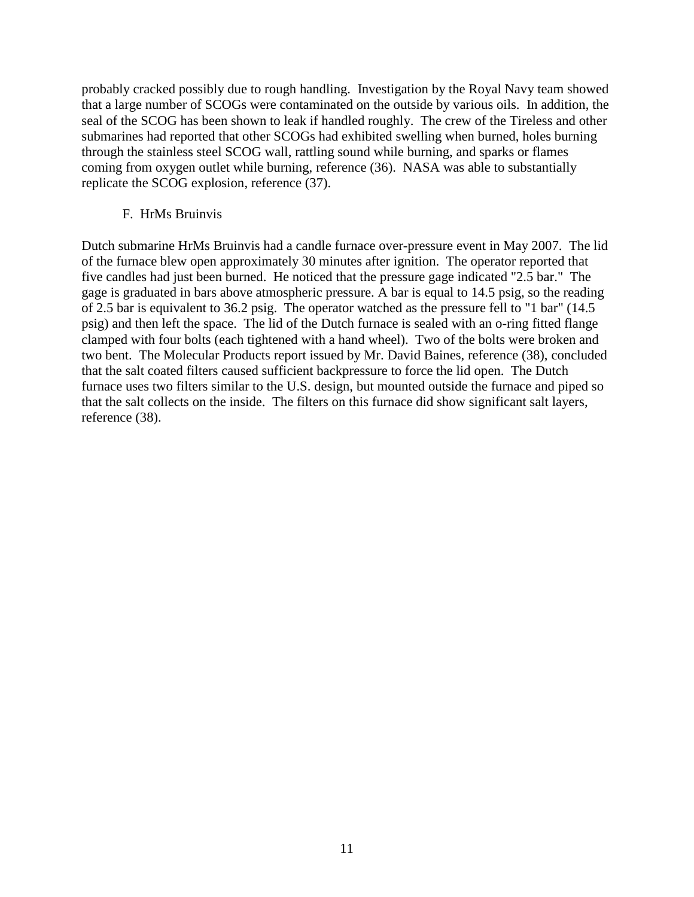probably cracked possibly due to rough handling. Investigation by the Royal Navy team showed that a large number of SCOGs were contaminated on the outside by various oils. In addition, the seal of the SCOG has been shown to leak if handled roughly. The crew of the Tireless and other submarines had reported that other SCOGs had exhibited swelling when burned, holes burning through the stainless steel SCOG wall, rattling sound while burning, and sparks or flames coming from oxygen outlet while burning, reference (36). NASA was able to substantially replicate the SCOG explosion, reference (37).

### F. HrMs Bruinvis

Dutch submarine HrMs Bruinvis had a candle furnace over-pressure event in May 2007. The lid of the furnace blew open approximately 30 minutes after ignition. The operator reported that five candles had just been burned. He noticed that the pressure gage indicated "2.5 bar." The gage is graduated in bars above atmospheric pressure. A bar is equal to 14.5 psig, so the reading of 2.5 bar is equivalent to 36.2 psig. The operator watched as the pressure fell to "1 bar" (14.5 psig) and then left the space. The lid of the Dutch furnace is sealed with an o-ring fitted flange clamped with four bolts (each tightened with a hand wheel). Two of the bolts were broken and two bent. The Molecular Products report issued by Mr. David Baines, reference (38), concluded that the salt coated filters caused sufficient backpressure to force the lid open. The Dutch furnace uses two filters similar to the U.S. design, but mounted outside the furnace and piped so that the salt collects on the inside. The filters on this furnace did show significant salt layers, reference (38).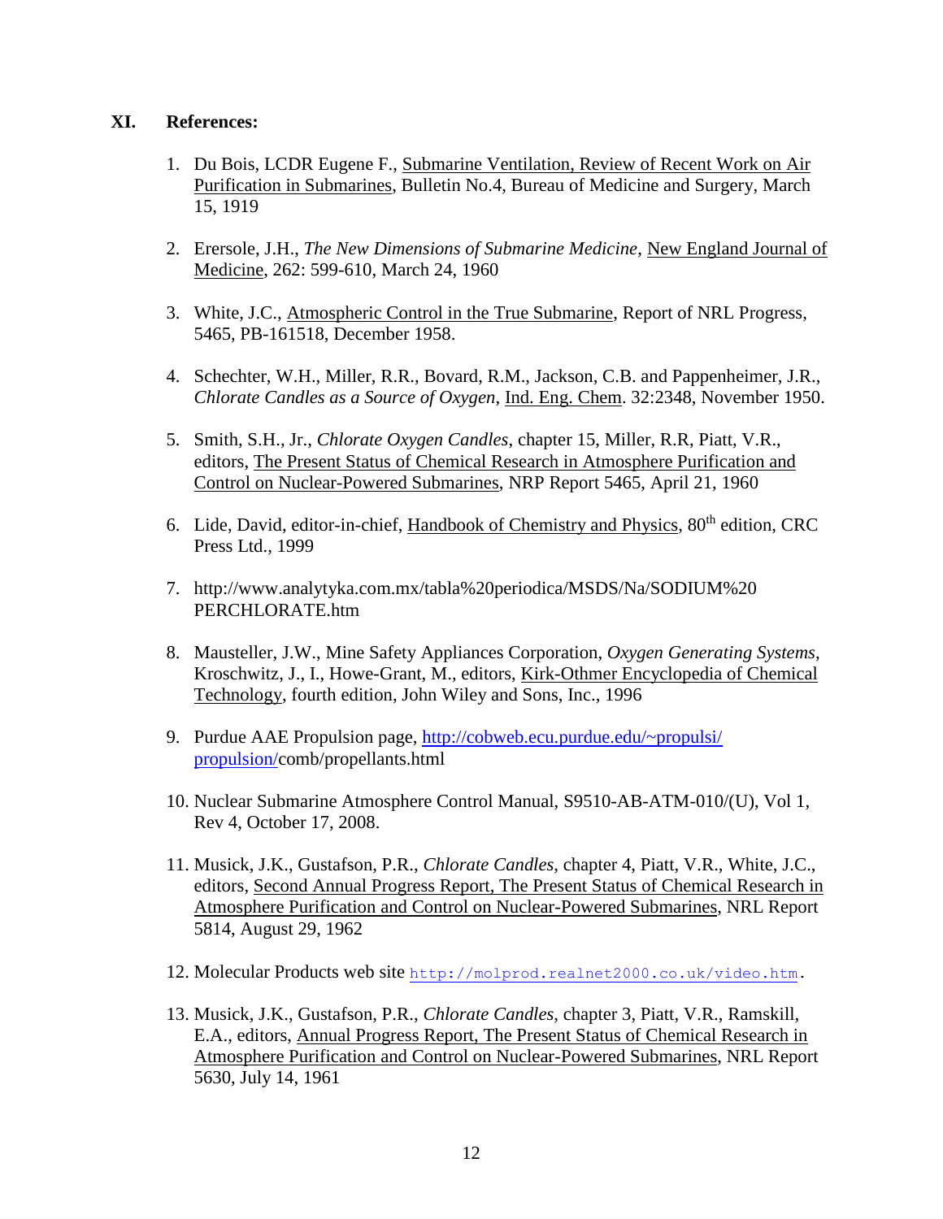## XI. References:

1. Du Bois, LCDR Eugene F., Submarine Ventilation, Review of Recent Work on Air Purification in Submarines, Bulletin No.4, Bureau of Medicine and Surgery, March 15, 1919

2. Erersole, J.H., *The New Dimensions of Submarine Medicine*, New England Journal of Medicine, 262: 599-610, March 24, 1960

3. White, J.C., Atmospheric Control in the True Submarine, Report of NRL Progress, 5465, PB-161518, December 1958.

4. Schechter, W.H., Miller, R.R., Bovard, R.M., Jackson, C.B. and Pappenheimer, J.R., *Chlorate Candles as a Source of Oxygen*, Ind. Eng. Chem. 32:2348, November 1950.

5. Smith, S.H., Jr., *Chlorate Oxygen Candles*, chapter 15, Miller, R.R, Piatt, V.R., editors, The Present Status of Chemical Research in Atmosphere Purification and Control on Nuclear-Powered Submarines, NRP Report 5465, April 21, 1960

6. Lide, David, editor-in-chief, Handbook of Chemistry and Physics, 80th edition, CRC Press Ltd., 1999

7. http://www.analytyka.com.mx/tabla%20periodica/MSDS/Na/SODIUM%20PERCHLORATE.htm

8. Mausteller, J.W., Mine Safety Appliances Corporation, *Oxygen Generating Systems*, Kroschwitz, J., I., Howe-Grant, M., editors, Kirk-Othmer Encyclopedia of Chemical Technology, fourth edition, John Wiley and Sons, Inc., 1996

9. Purdue AAE Propulsion page, http://cobweb.ecu.purdue.edu/~propulsi/propulsion/comb/propellants.html

10. Nuclear Submarine Atmosphere Control Manual, S9510-AB-ATM-010/(U), Vol 1, Rev 4, October 17, 2008.

11. Musick, J.K., Gustafson, P.R., *Chlorate Candles*, chapter 4, Piatt, V.R., White, J.C., editors, Second Annual Progress Report, The Present Status of Chemical Research in Atmosphere Purification and Control on Nuclear-Powered Submarines, NRL Report 5814, August 29, 1962

12. Molecular Products web site http://molprod.realnet2000.co.uk/video.htm.

13. Musick, J.K., Gustafson, P.R., *Chlorate Candles*, chapter 3, Piatt, V.R., Ramskill, E.A., editors, Annual Progress Report, The Present Status of Chemical Research in Atmosphere Purification and Control on Nuclear-Powered Submarines, NRL Report 5630, July 14, 1961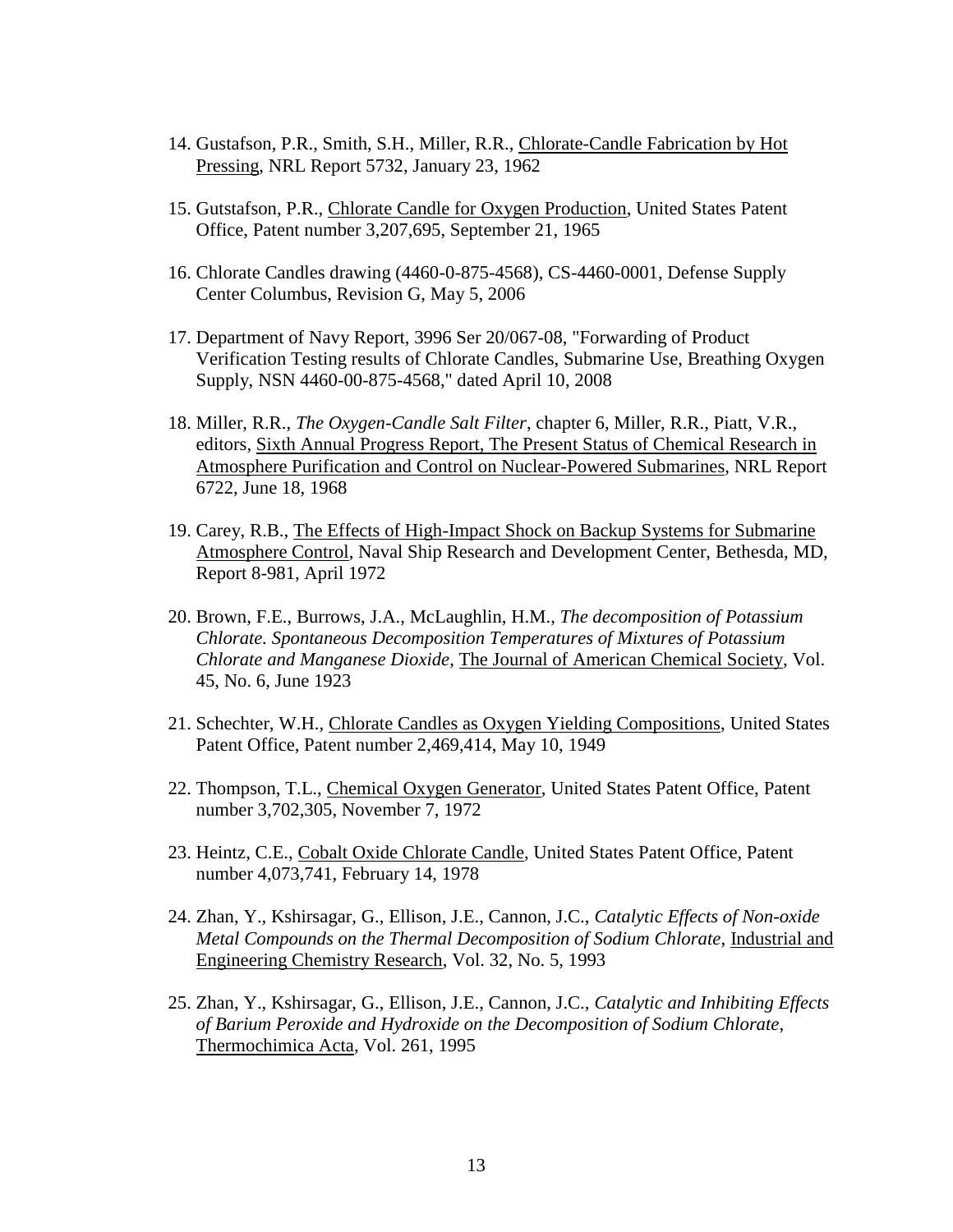14. Gustafson, P.R., Smith, S.H., Miller, R.R., Chlorate-Candle Fabrication by Hot Pressing, NRL Report 5732, January 23, 1962

15. Gutstafson, P.R., Chlorate Candle for Oxygen Production, United States Patent Office, Patent number 3,207,695, September 21, 1965

16. Chlorate Candles drawing (4460-0-875-4568), CS-4460-0001, Defense Supply Center Columbus, Revision G, May 5, 2006

17. Department of Navy Report, 3996 Ser 20/067-08, "Forwarding of Product Verification Testing results of Chlorate Candles, Submarine Use, Breathing Oxygen Supply, NSN 4460-00-875-4568," dated April 10, 2008

18. Miller, R.R., *The Oxygen-Candle Salt Filter*, chapter 6, Miller, R.R., Piatt, V.R., editors, Sixth Annual Progress Report, The Present Status of Chemical Research in Atmosphere Purification and Control on Nuclear-Powered Submarines, NRL Report 6722, June 18, 1968

19. Carey, R.B., The Effects of High-Impact Shock on Backup Systems for Submarine Atmosphere Control, Naval Ship Research and Development Center, Bethesda, MD, Report 8-981, April 1972

20. Brown, F.E., Burrows, J.A., McLaughlin, H.M., *The decomposition of Potassium Chlorate. Spontaneous Decomposition Temperatures of Mixtures of Potassium Chlorate and Manganese Dioxide*, The Journal of American Chemical Society, Vol. 45, No. 6, June 1923

21. Schechter, W.H., Chlorate Candles as Oxygen Yielding Compositions, United States Patent Office, Patent number 2,469,414, May 10, 1949

22. Thompson, T.L., Chemical Oxygen Generator, United States Patent Office, Patent number 3,702,305, November 7, 1972

23. Heintz, C.E., Cobalt Oxide Chlorate Candle, United States Patent Office, Patent number 4,073,741, February 14, 1978

24. Zhan, Y., Kshirsagar, G., Ellison, J.E., Cannon, J.C., *Catalytic Effects of Non-oxide Metal Compounds on the Thermal Decomposition of Sodium Chlorate*, Industrial and Engineering Chemistry Research, Vol. 32, No. 5, 1993

25. Zhan, Y., Kshirsagar, G., Ellison, J.E., Cannon, J.C., *Catalytic and Inhibiting Effects of Barium Peroxide and Hydroxide on the Decomposition of Sodium Chlorate*, Thermochimica Acta, Vol. 261, 1995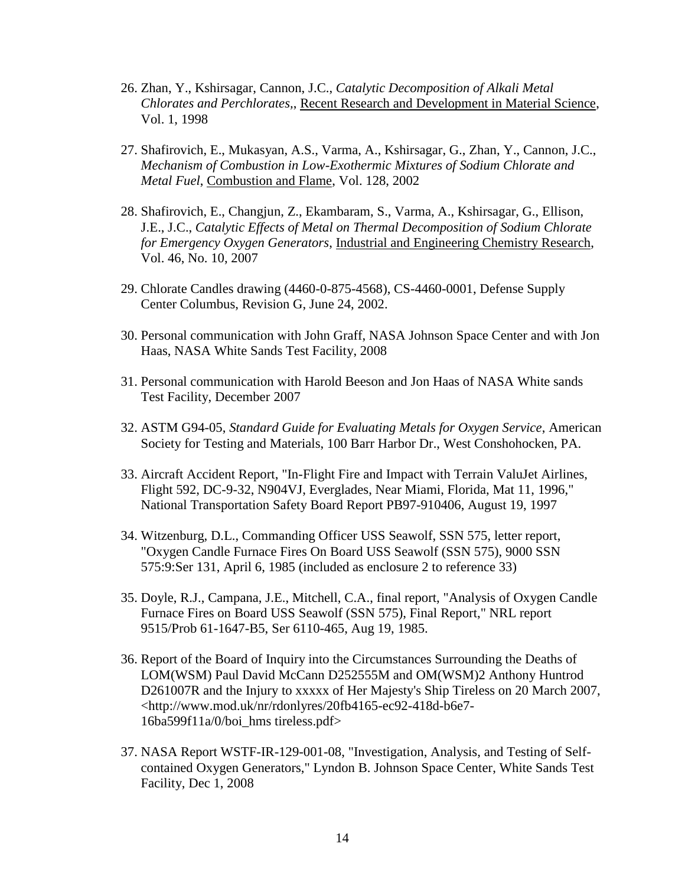26. Zhan, Y., Kshirsagar, Cannon, J.C., *Catalytic Decomposition of Alkali Metal Chlorates and Perchlorates*,, Recent Research and Development in Material Science, Vol. 1, 1998

27. Shafirovich, E., Mukasyan, A.S., Varma, A., Kshirsagar, G., Zhan, Y., Cannon, J.C., *Mechanism of Combustion in Low-Exothermic Mixtures of Sodium Chlorate and Metal Fuel*, Combustion and Flame, Vol. 128, 2002

28. Shafirovich, E., Changjun, Z., Ekambaram, S., Varma, A., Kshirsagar, G., Ellison, J.E., J.C., *Catalytic Effects of Metal on Thermal Decomposition of Sodium Chlorate for Emergency Oxygen Generators*, Industrial and Engineering Chemistry Research, Vol. 46, No. 10, 2007

29. Chlorate Candles drawing (4460-0-875-4568), CS-4460-0001, Defense Supply Center Columbus, Revision G, June 24, 2002.

30. Personal communication with John Graff, NASA Johnson Space Center and with Jon Haas, NASA White Sands Test Facility, 2008

31. Personal communication with Harold Beeson and Jon Haas of NASA White sands Test Facility, December 2007

32. ASTM G94-05, *Standard Guide for Evaluating Metals for Oxygen Service*, American Society for Testing and Materials, 100 Barr Harbor Dr., West Conshohocken, PA.

33. Aircraft Accident Report, "In-Flight Fire and Impact with Terrain ValuJet Airlines, Flight 592, DC-9-32, N904VJ, Everglades, Near Miami, Florida, Mat 11, 1996," National Transportation Safety Board Report PB97-910406, August 19, 1997

34. Witzenburg, D.L., Commanding Officer USS Seawolf, SSN 575, letter report, "Oxygen Candle Furnace Fires On Board USS Seawolf (SSN 575), 9000 SSN 575:9:Ser 131, April 6, 1985 (included as enclosure 2 to reference 33)

35. Doyle, R.J., Campana, J.E., Mitchell, C.A., final report, "Analysis of Oxygen Candle Furnace Fires on Board USS Seawolf (SSN 575), Final Report," NRL report 9515/Prob 61-1647-B5, Ser 6110-465, Aug 19, 1985.

36. Report of the Board of Inquiry into the Circumstances Surrounding the Deaths of LOM(WSM) Paul David McCann D252555M and OM(WSM)2 Anthony Huntrod D261007R and the Injury to xxxxx of Her Majesty's Ship Tireless on 20 March 2007, <http://www.mod.uk/nr/rdonlyres/20fb4165-ec92-418d-b6e7-16ba599f11a/0/boi_hms tireless.pdf>

37. NASA Report WSTF-IR-129-001-08, "Investigation, Analysis, and Testing of Self-contained Oxygen Generators," Lyndon B. Johnson Space Center, White Sands Test Facility, Dec 1, 2008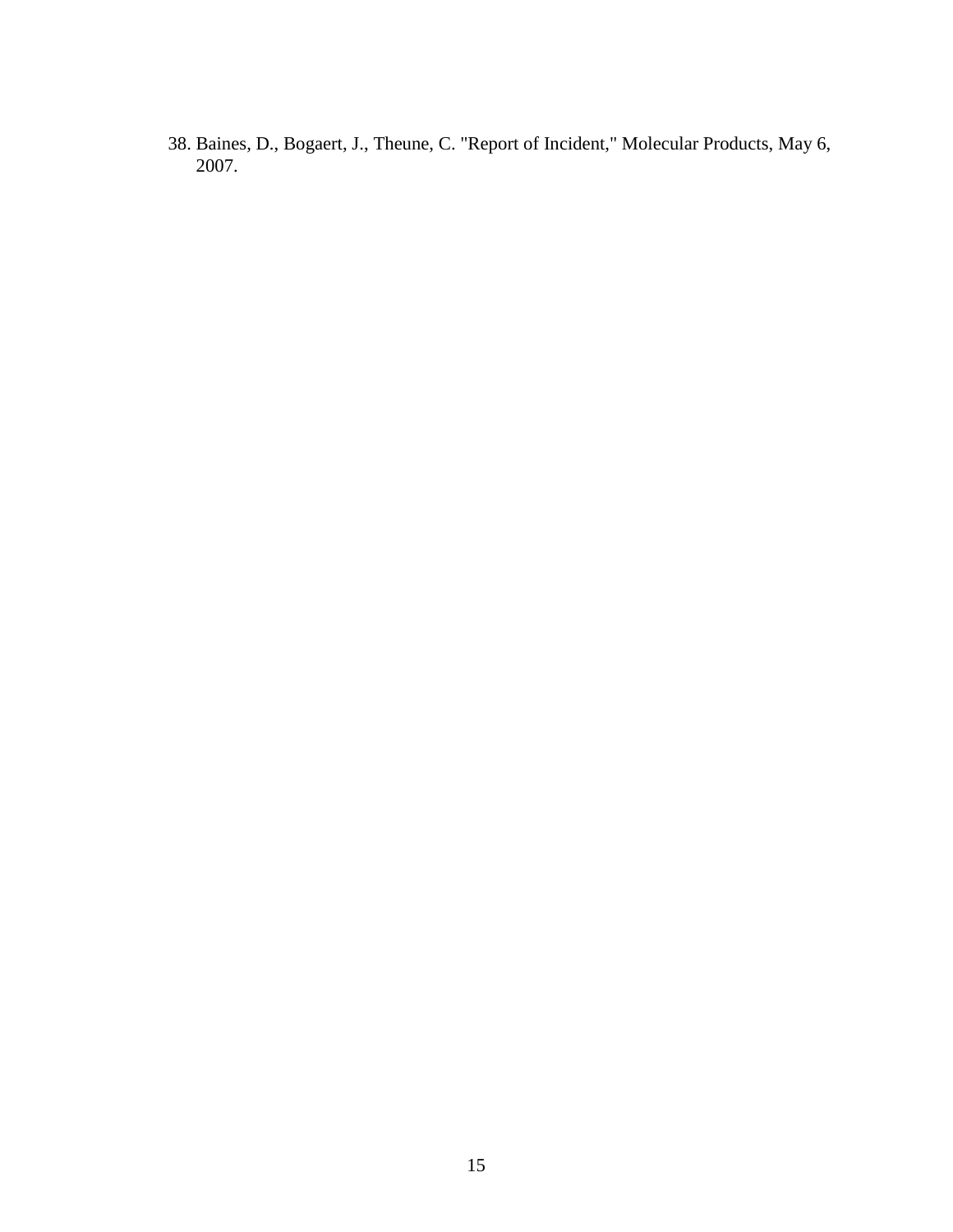38. Baines, D., Bogaert, J., Theune, C. "Report of Incident," Molecular Products, May 6, 2007.